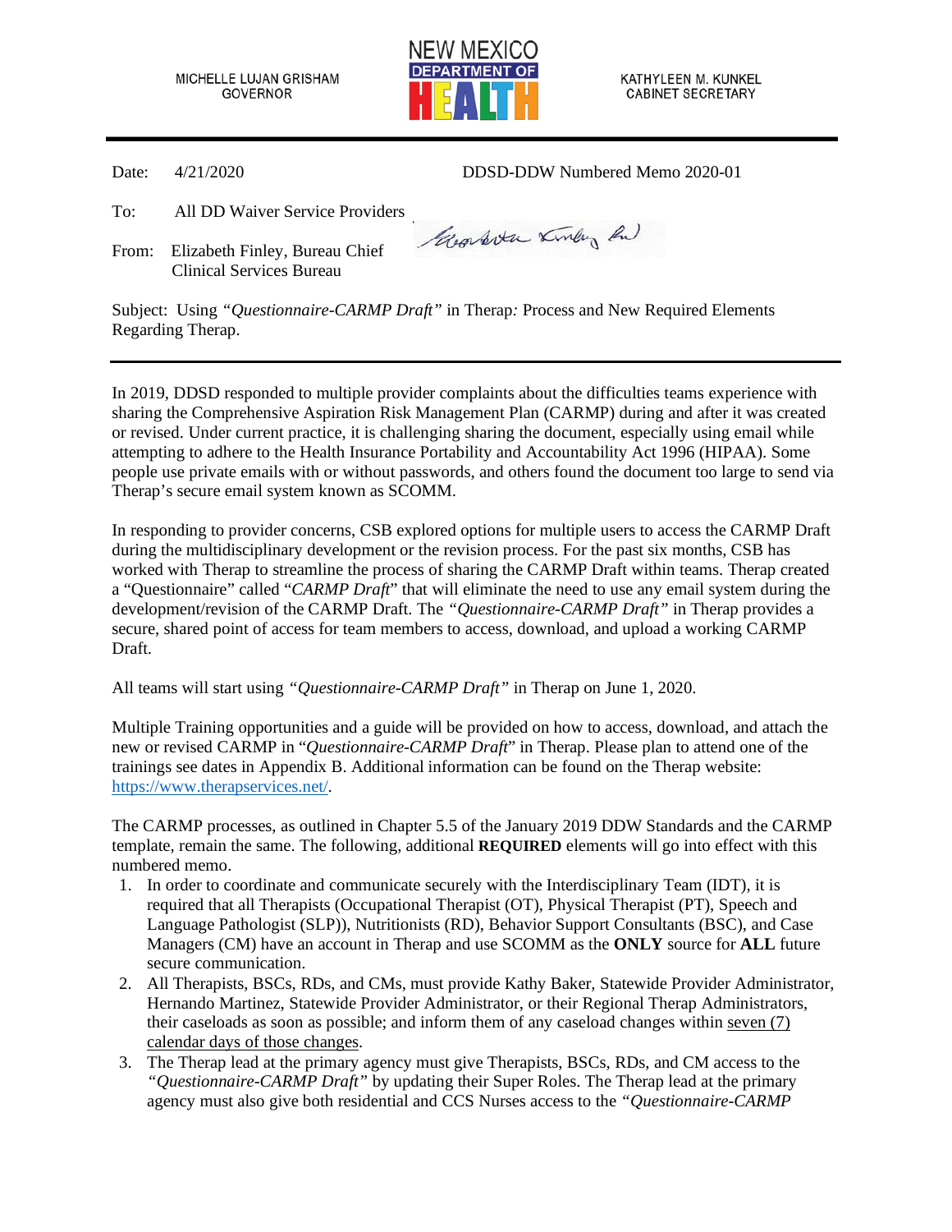MICHELLE LUJAN GRISHAM
GOVERNOR

NEW MEXICO DEPARTMENT OF HEALTH

KATHYLEEN M. KUNKEL
CABINET SECRETARY

Date: 4/21/2020 DDSD-DDW Numbered Memo 2020-01

To: All DD Waiver Service Providers

From: Elizabeth Finley, Bureau Chief
Clinical Services Bureau

Subject: Using *"Questionnaire-CARMP Draft"* in Therap*:* Process and New Required Elements Regarding Therap.

---

In 2019, DDSD responded to multiple provider complaints about the difficulties teams experience with sharing the Comprehensive Aspiration Risk Management Plan (CARMP) during and after it was created or revised. Under current practice, it is challenging sharing the document, especially using email while attempting to adhere to the Health Insurance Portability and Accountability Act 1996 (HIPAA). Some people use private emails with or without passwords, and others found the document too large to send via Therap's secure email system known as SCOMM.

In responding to provider concerns, CSB explored options for multiple users to access the CARMP Draft during the multidisciplinary development or the revision process. For the past six months, CSB has worked with Therap to streamline the process of sharing the CARMP Draft within teams. Therap created a "Questionnaire" called "*CARMP Draft*" that will eliminate the need to use any email system during the development/revision of the CARMP Draft. The *"Questionnaire-CARMP Draft"* in Therap provides a secure, shared point of access for team members to access, download, and upload a working CARMP Draft.

All teams will start using *"Questionnaire-CARMP Draft"* in Therap on June 1, 2020.

Multiple Training opportunities and a guide will be provided on how to access, download, and attach the new or revised CARMP in "*Questionnaire-CARMP Draft*" in Therap. Please plan to attend one of the trainings see dates in Appendix B. Additional information can be found on the Therap website: https://www.therapservices.net/.

The CARMP processes, as outlined in Chapter 5.5 of the January 2019 DDW Standards and the CARMP template, remain the same. The following, additional **REQUIRED** elements will go into effect with this numbered memo.

1. In order to coordinate and communicate securely with the Interdisciplinary Team (IDT), it is required that all Therapists (Occupational Therapist (OT), Physical Therapist (PT), Speech and Language Pathologist (SLP)), Nutritionists (RD), Behavior Support Consultants (BSC), and Case Managers (CM) have an account in Therap and use SCOMM as the **ONLY** source for **ALL** future secure communication.
2. All Therapists, BSCs, RDs, and CMs, must provide Kathy Baker, Statewide Provider Administrator, Hernando Martinez, Statewide Provider Administrator, or their Regional Therap Administrators, their caseloads as soon as possible; and inform them of any caseload changes within <u>seven (7) calendar days of those changes</u>.
3. The Therap lead at the primary agency must give Therapists, BSCs, RDs, and CM access to the *"Questionnaire-CARMP Draft"* by updating their Super Roles. The Therap lead at the primary agency must also give both residential and CCS Nurses access to the *"Questionnaire-CARMP*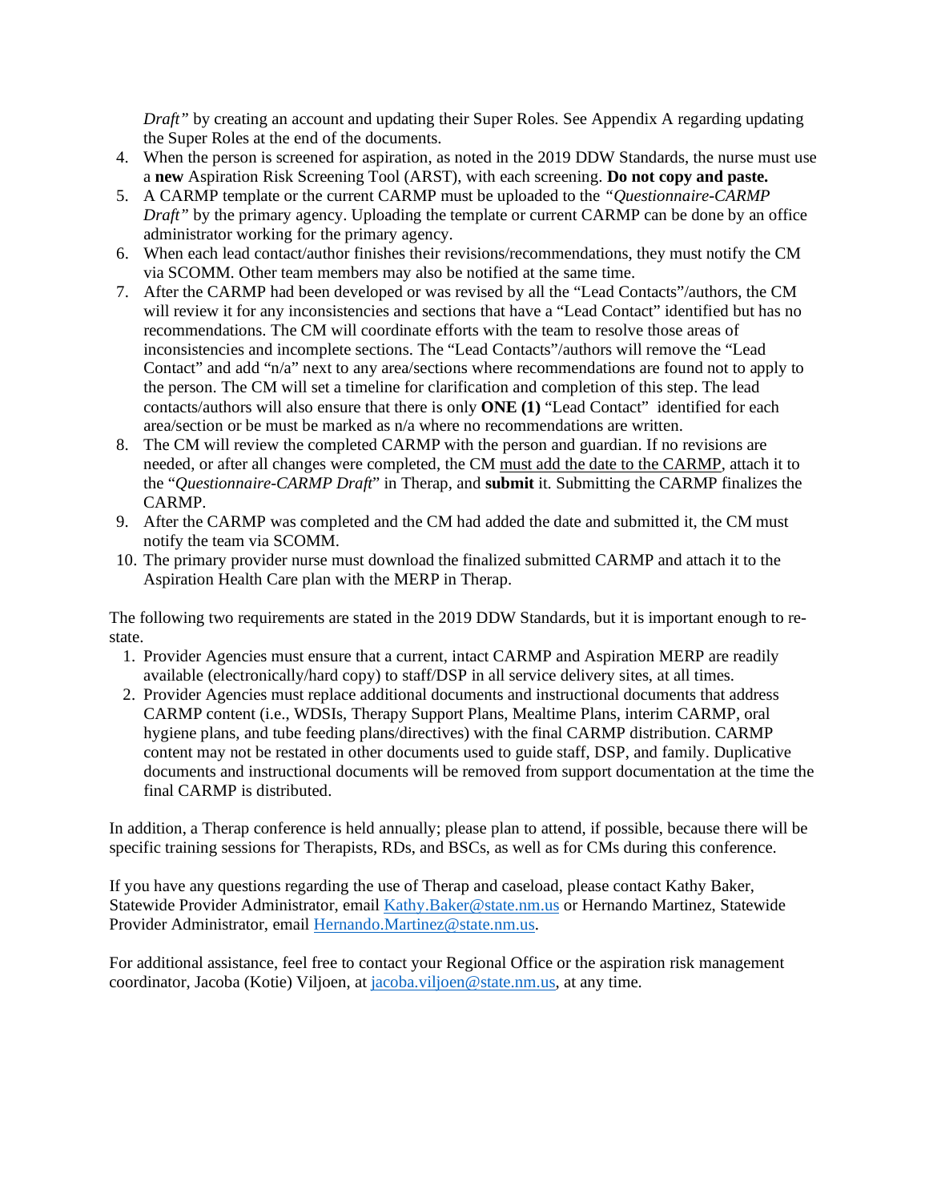*Draft"* by creating an account and updating their Super Roles. See Appendix A regarding updating the Super Roles at the end of the documents.

4. When the person is screened for aspiration, as noted in the 2019 DDW Standards, the nurse must use a **new** Aspiration Risk Screening Tool (ARST), with each screening. **Do not copy and paste.**
5. A CARMP template or the current CARMP must be uploaded to the *"Questionnaire-CARMP Draft"* by the primary agency. Uploading the template or current CARMP can be done by an office administrator working for the primary agency.
6. When each lead contact/author finishes their revisions/recommendations, they must notify the CM via SCOMM. Other team members may also be notified at the same time.
7. After the CARMP had been developed or was revised by all the "Lead Contacts"/authors, the CM will review it for any inconsistencies and sections that have a "Lead Contact" identified but has no recommendations. The CM will coordinate efforts with the team to resolve those areas of inconsistencies and incomplete sections. The "Lead Contacts"/authors will remove the "Lead Contact" and add "n/a" next to any area/sections where recommendations are found not to apply to the person. The CM will set a timeline for clarification and completion of this step. The lead contacts/authors will also ensure that there is only **ONE (1)** "Lead Contact" identified for each area/section or be must be marked as n/a where no recommendations are written.
8. The CM will review the completed CARMP with the person and guardian. If no revisions are needed, or after all changes were completed, the CM <u>must add the date to the CARMP</u>, attach it to the "*Questionnaire-CARMP Draft*" in Therap, and **submit** it. Submitting the CARMP finalizes the CARMP.
9. After the CARMP was completed and the CM had added the date and submitted it, the CM must notify the team via SCOMM.
10. The primary provider nurse must download the finalized submitted CARMP and attach it to the Aspiration Health Care plan with the MERP in Therap.

The following two requirements are stated in the 2019 DDW Standards, but it is important enough to re-state.

1. Provider Agencies must ensure that a current, intact CARMP and Aspiration MERP are readily available (electronically/hard copy) to staff/DSP in all service delivery sites, at all times.
2. Provider Agencies must replace additional documents and instructional documents that address CARMP content (i.e., WDSIs, Therapy Support Plans, Mealtime Plans, interim CARMP, oral hygiene plans, and tube feeding plans/directives) with the final CARMP distribution. CARMP content may not be restated in other documents used to guide staff, DSP, and family. Duplicative documents and instructional documents will be removed from support documentation at the time the final CARMP is distributed.

In addition, a Therap conference is held annually; please plan to attend, if possible, because there will be specific training sessions for Therapists, RDs, and BSCs, as well as for CMs during this conference.

If you have any questions regarding the use of Therap and caseload, please contact Kathy Baker, Statewide Provider Administrator, email Kathy.Baker@state.nm.us or Hernando Martinez, Statewide Provider Administrator, email Hernando.Martinez@state.nm.us.

For additional assistance, feel free to contact your Regional Office or the aspiration risk management coordinator, Jacoba (Kotie) Viljoen, at jacoba.viljoen@state.nm.us, at any time.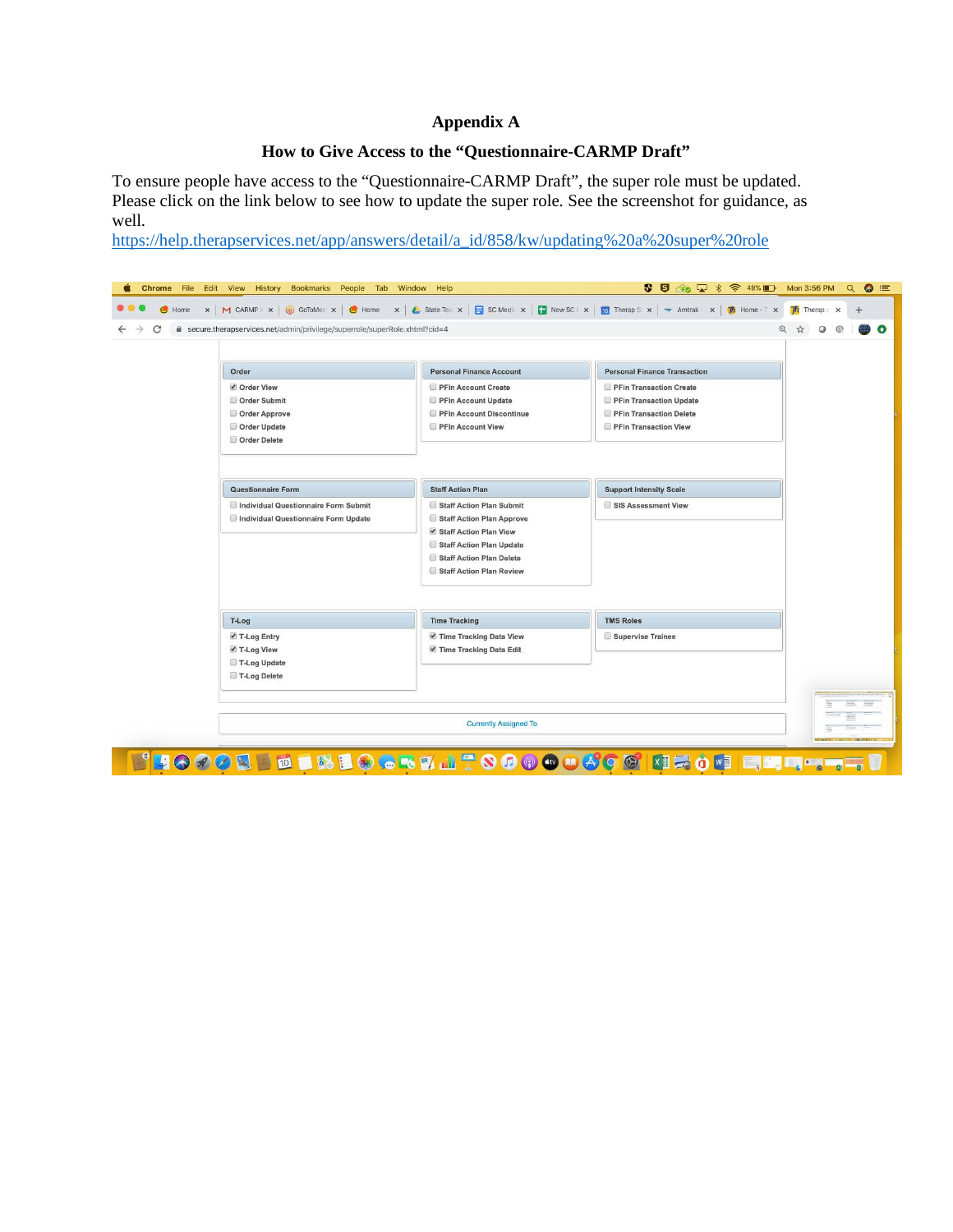# Appendix A

## How to Give Access to the "Questionnaire-CARMP Draft"

To ensure people have access to the "Questionnaire-CARMP Draft", the super role must be updated. Please click on the link below to see how to update the super role. See the screenshot for guidance, as well.

https://help.therapservices.net/app/answers/detail/a_id/858/kw/updating%20a%20super%20role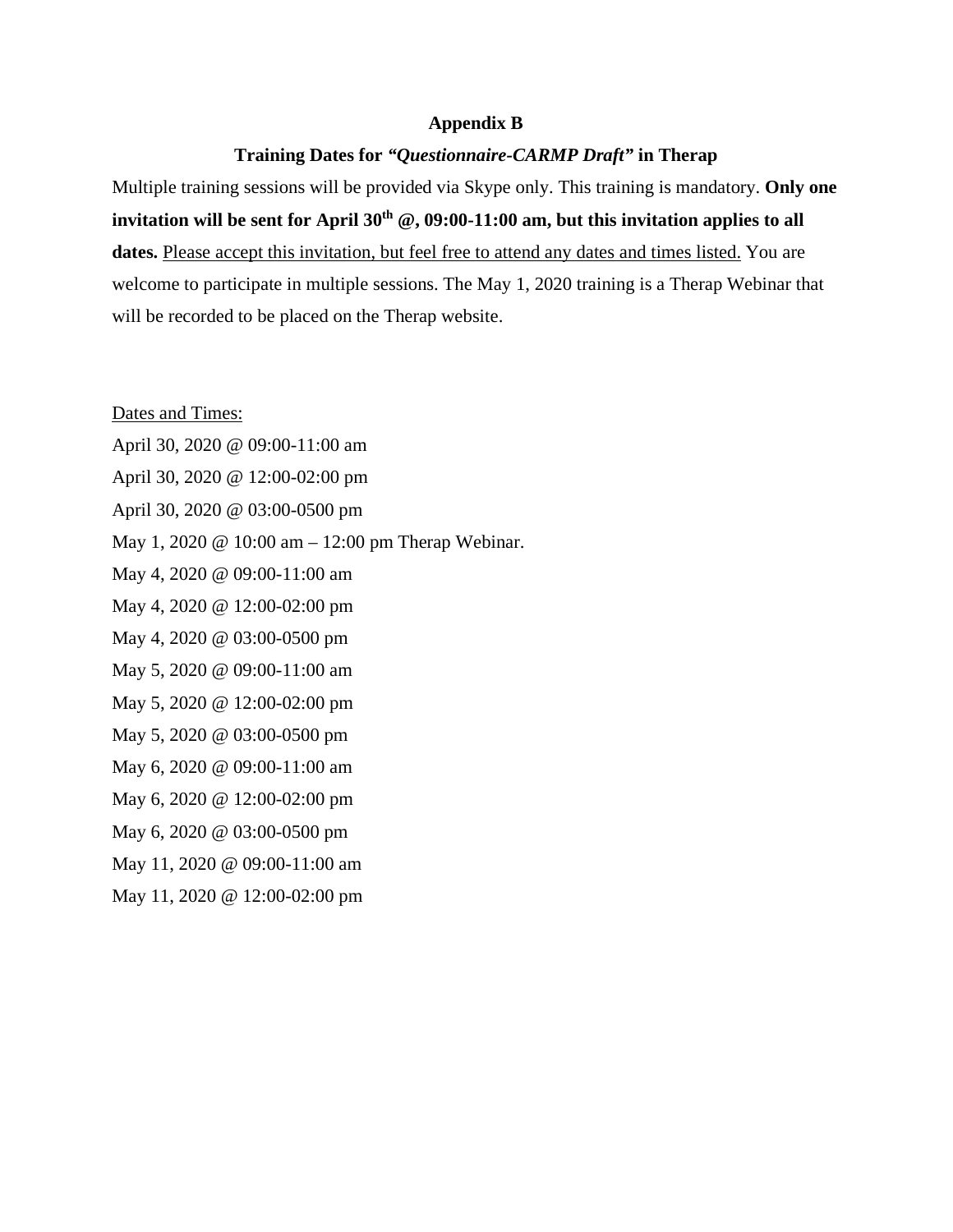**Appendix B**

**Training Dates for *"Questionnaire-CARMP Draft"* in Therap**

Multiple training sessions will be provided via Skype only. This training is mandatory. **Only one invitation will be sent for April 30th @, 09:00-11:00 am, but this invitation applies to all dates.** <u>Please accept this invitation, but feel free to attend any dates and times listed.</u> You are welcome to participate in multiple sessions. The May 1, 2020 training is a Therap Webinar that will be recorded to be placed on the Therap website.

<u>Dates and Times:</u>

April 30, 2020 @ 09:00-11:00 am

April 30, 2020 @ 12:00-02:00 pm

April 30, 2020 @ 03:00-0500 pm

May 1, 2020 @ 10:00 am – 12:00 pm Therap Webinar.

May 4, 2020 @ 09:00-11:00 am

May 4, 2020 @ 12:00-02:00 pm

May 4, 2020 @ 03:00-0500 pm

May 5, 2020 @ 09:00-11:00 am

May 5, 2020 @ 12:00-02:00 pm

May 5, 2020 @ 03:00-0500 pm

May 6, 2020 @ 09:00-11:00 am

May 6, 2020 @ 12:00-02:00 pm

May 6, 2020 @ 03:00-0500 pm

May 11, 2020 @ 09:00-11:00 am

May 11, 2020 @ 12:00-02:00 pm